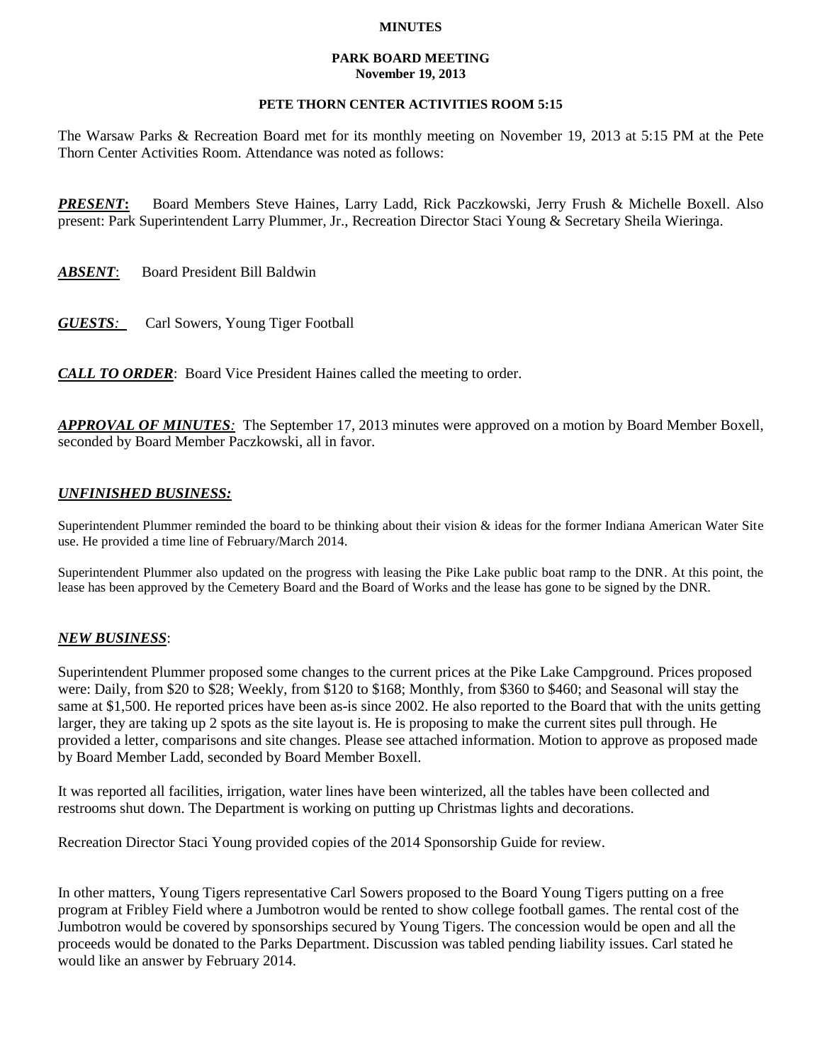# MINUTES

## PARK BOARD MEETING
**November 19, 2013**

**PETE THORN CENTER ACTIVITIES ROOM 5:15**

The Warsaw Parks & Recreation Board met for its monthly meeting on November 19, 2013 at 5:15 PM at the Pete Thorn Center Activities Room. Attendance was noted as follows:

***PRESENT*:** Board Members Steve Haines, Larry Ladd, Rick Paczkowski, Jerry Frush & Michelle Boxell. Also present: Park Superintendent Larry Plummer, Jr., Recreation Director Staci Young & Secretary Sheila Wieringa.

***ABSENT*:** Board President Bill Baldwin

***GUESTS*:** Carl Sowers, Young Tiger Football

***CALL TO ORDER*:** Board Vice President Haines called the meeting to order.

***APPROVAL OF MINUTES*:** The September 17, 2013 minutes were approved on a motion by Board Member Boxell, seconded by Board Member Paczkowski, all in favor.

***UNFINISHED BUSINESS:***

Superintendent Plummer reminded the board to be thinking about their vision & ideas for the former Indiana American Water Site use. He provided a time line of February/March 2014.

Superintendent Plummer also updated on the progress with leasing the Pike Lake public boat ramp to the DNR. At this point, the lease has been approved by the Cemetery Board and the Board of Works and the lease has gone to be signed by the DNR.

***NEW BUSINESS*:**

Superintendent Plummer proposed some changes to the current prices at the Pike Lake Campground. Prices proposed were: Daily, from $20 to $28; Weekly, from $120 to $168; Monthly, from $360 to $460; and Seasonal will stay the same at $1,500. He reported prices have been as-is since 2002. He also reported to the Board that with the units getting larger, they are taking up 2 spots as the site layout is. He is proposing to make the current sites pull through. He provided a letter, comparisons and site changes. Please see attached information. Motion to approve as proposed made by Board Member Ladd, seconded by Board Member Boxell.

It was reported all facilities, irrigation, water lines have been winterized, all the tables have been collected and restrooms shut down. The Department is working on putting up Christmas lights and decorations.

Recreation Director Staci Young provided copies of the 2014 Sponsorship Guide for review.

In other matters, Young Tigers representative Carl Sowers proposed to the Board Young Tigers putting on a free program at Fribley Field where a Jumbotron would be rented to show college football games. The rental cost of the Jumbotron would be covered by sponsorships secured by Young Tigers. The concession would be open and all the proceeds would be donated to the Parks Department. Discussion was tabled pending liability issues. Carl stated he would like an answer by February 2014.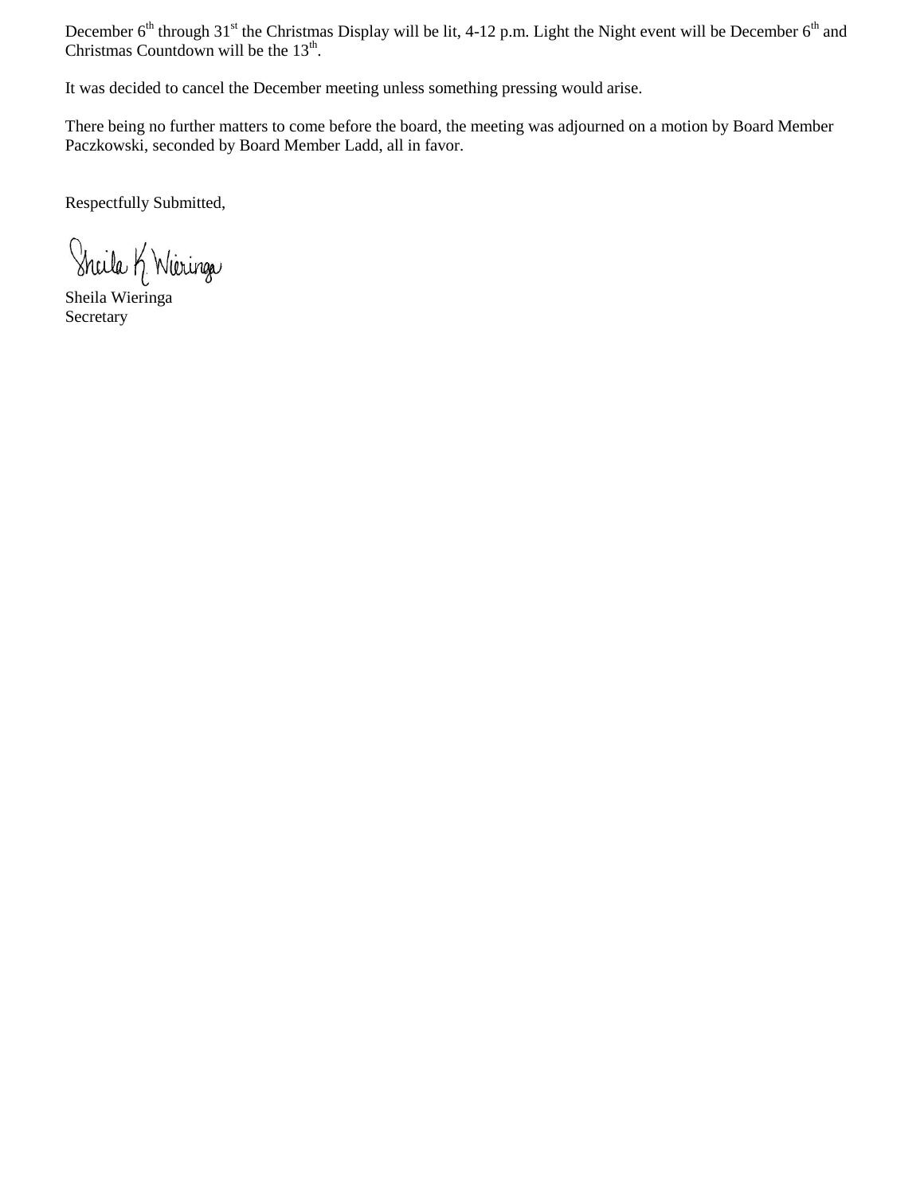December 6th through 31st the Christmas Display will be lit, 4-12 p.m. Light the Night event will be December 6th and Christmas Countdown will be the 13th.

It was decided to cancel the December meeting unless something pressing would arise.

There being no further matters to come before the board, the meeting was adjourned on a motion by Board Member Paczkowski, seconded by Board Member Ladd, all in favor.

Respectfully Submitted,

Sheila K. Wieringa

Sheila Wieringa
Secretary